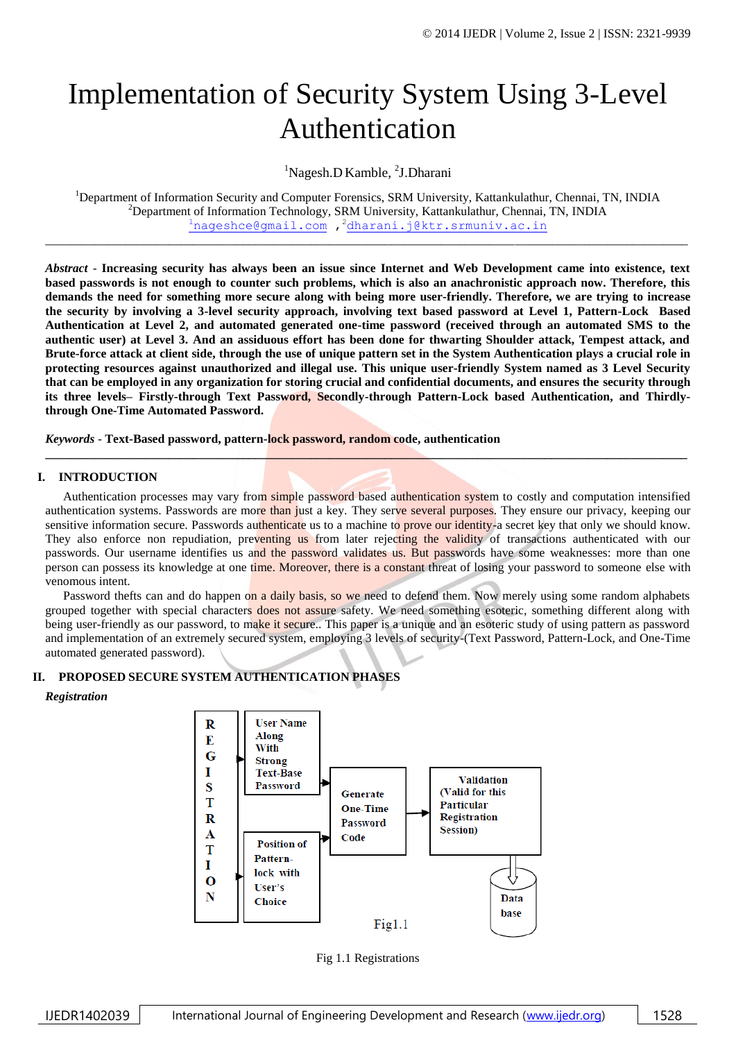# Implementation of Security System Using 3-Level Authentication

[1]Nagesh.D Kamble, [2]J.Dharani

[1]Department of Information Security and Computer Forensics, SRM University, Kattankulathur, Chennai, TN, INDIA
[2]Department of Information Technology, SRM University, Kattankulathur, Chennai, TN, INDIA
[1]nageshce@gmail.com ,[2]dharani.j@ktr.srmuniv.ac.in

---

***Abstract*** **- Increasing security has always been an issue since Internet and Web Development came into existence, text based passwords is not enough to counter such problems, which is also an anachronistic approach now. Therefore, this demands the need for something more secure along with being more user-friendly. Therefore, we are trying to increase the security by involving a 3-level security approach, involving text based password at Level 1, Pattern-Lock Based Authentication at Level 2, and automated generated one-time password (received through an automated SMS to the authentic user) at Level 3. And an assiduous effort has been done for thwarting Shoulder attack, Tempest attack, and Brute-force attack at client side, through the use of unique pattern set in the System Authentication plays a crucial role in protecting resources against unauthorized and illegal use. This unique user-friendly System named as 3 Level Security that can be employed in any organization for storing crucial and confidential documents, and ensures the security through its three levels– Firstly-through Text Password, Secondly-through Pattern-Lock based Authentication, and Thirdly-through One-Time Automated Password.**

***Keywords*** **- Text-Based password, pattern-lock password, random code, authentication**

---

## I. INTRODUCTION

Authentication processes may vary from simple password based authentication system to costly and computation intensified authentication systems. Passwords are more than just a key. They serve several purposes. They ensure our privacy, keeping our sensitive information secure. Passwords authenticate us to a machine to prove our identity-a secret key that only we should know. They also enforce non repudiation, preventing us from later rejecting the validity of transactions authenticated with our passwords. Our username identifies us and the password validates us. But passwords have some weaknesses: more than one person can possess its knowledge at one time. Moreover, there is a constant threat of losing your password to someone else with venomous intent.

Password thefts can and do happen on a daily basis, so we need to defend them. Now merely using some random alphabets grouped together with special characters does not assure safety. We need something esoteric, something different along with being user-friendly as our password, to make it secure.. This paper is a unique and an esoteric study of using pattern as password and implementation of an extremely secured system, employing 3 levels of security-(Text Password, Pattern-Lock, and One-Time automated generated password).

## II. PROPOSED SECURE SYSTEM AUTHENTICATION PHASES

***Registration***

REGISTRATION → User Name Along With Strong Text-Base Password / Position of Pattern-lock with User's Choice → Generate One-Time Password Code → Validation (Valid for this Particular Registration Session) → Data base

Fig1.1

Fig 1.1 Registrations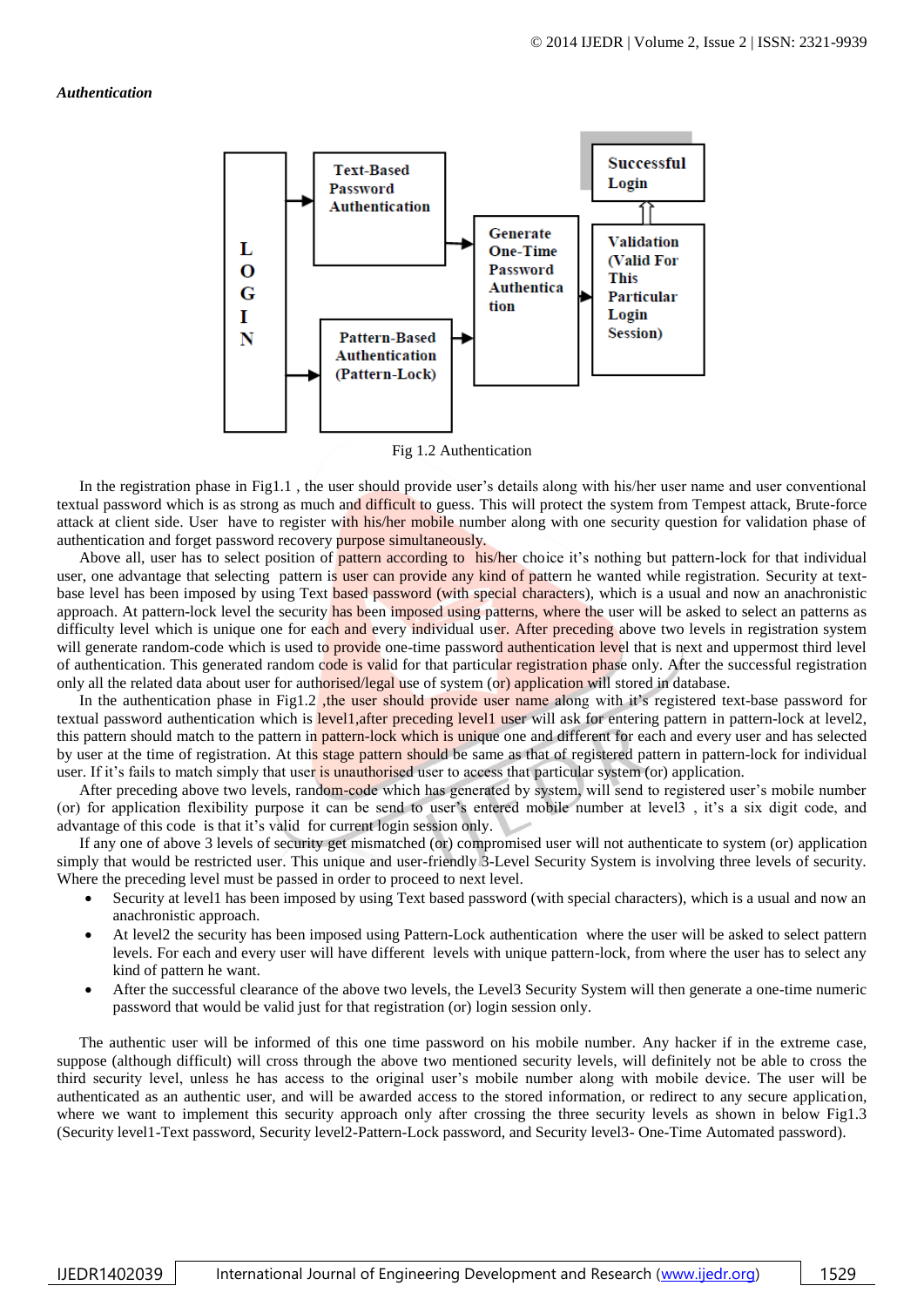***Authentication***

Fig 1.2 Authentication

In the registration phase in Fig1.1 , the user should provide user's details along with his/her user name and user conventional textual password which is as strong as much and difficult to guess. This will protect the system from Tempest attack, Brute-force attack at client side. User have to register with his/her mobile number along with one security question for validation phase of authentication and forget password recovery purpose simultaneously.

Above all, user has to select position of pattern according to his/her choice it's nothing but pattern-lock for that individual user, one advantage that selecting pattern is user can provide any kind of pattern he wanted while registration. Security at text-base level has been imposed by using Text based password (with special characters), which is a usual and now an anachronistic approach. At pattern-lock level the security has been imposed using patterns, where the user will be asked to select an patterns as difficulty level which is unique one for each and every individual user. After preceding above two levels in registration system will generate random-code which is used to provide one-time password authentication level that is next and uppermost third level of authentication. This generated random code is valid for that particular registration phase only. After the successful registration only all the related data about user for authorised/legal use of system (or) application will stored in database.

In the authentication phase in Fig1.2 ,the user should provide user name along with it's registered text-base password for textual password authentication which is level1,after preceding level1 user will ask for entering pattern in pattern-lock at level2, this pattern should match to the pattern in pattern-lock which is unique one and different for each and every user that has selected by user at the time of registration. At this stage pattern should be same as that of registered pattern in pattern-lock for individual user. If it's fails to match simply that user is unauthorised user to access that particular system (or) application.

After preceding above two levels, random-code which has generated by system, will send to registered user's mobile number (or) for application flexibility purpose it can be send to user's entered mobile number at level3 , it's a six digit code, and advantage of this code is that it's valid for current login session only.

If any one of above 3 levels of security get mismatched (or) compromised user will not authenticate to system (or) application simply that would be restricted user. This unique and user-friendly 3-Level Security System is involving three levels of security. Where the preceding level must be passed in order to proceed to next level.

- Security at level1 has been imposed by using Text based password (with special characters), which is a usual and now an anachronistic approach.
- At level2 the security has been imposed using Pattern-Lock authentication where the user will be asked to select pattern levels. For each and every user will have different levels with unique pattern-lock, from where the user has to select any kind of pattern he want.
- After the successful clearance of the above two levels, the Level3 Security System will then generate a one-time numeric password that would be valid just for that registration (or) login session only.

The authentic user will be informed of this one time password on his mobile number. Any hacker if in the extreme case, suppose (although difficult) will cross through the above two mentioned security levels, will definitely not be able to cross the third security level, unless he has access to the original user's mobile number along with mobile device. The user will be authenticated as an authentic user, and will be awarded access to the stored information, or redirect to any secure application, where we want to implement this security approach only after crossing the three security levels as shown in below Fig1.3 (Security level1-Text password, Security level2-Pattern-Lock password, and Security level3- One-Time Automated password).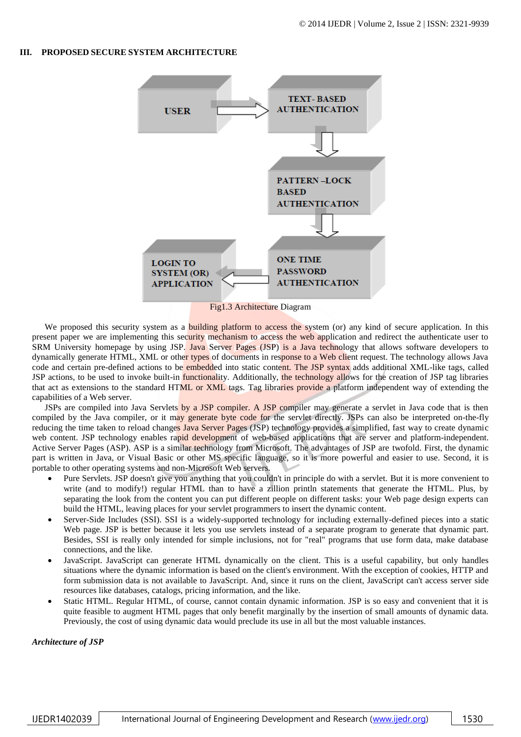## III. PROPOSED SECURE SYSTEM ARCHITECTURE

Fig1.3 Architecture Diagram

We proposed this security system as a building platform to access the system (or) any kind of secure application. In this present paper we are implementing this security mechanism to access the web application and redirect the authenticate user to SRM University homepage by using JSP. Java Server Pages (JSP) is a Java technology that allows software developers to dynamically generate HTML, XML or other types of documents in response to a Web client request. The technology allows Java code and certain pre-defined actions to be embedded into static content. The JSP syntax adds additional XML-like tags, called JSP actions, to be used to invoke built-in functionality. Additionally, the technology allows for the creation of JSP tag libraries that act as extensions to the standard HTML or XML tags. Tag libraries provide a platform independent way of extending the capabilities of a Web server.

JSPs are compiled into Java Servlets by a JSP compiler. A JSP compiler may generate a servlet in Java code that is then compiled by the Java compiler, or it may generate byte code for the servlet directly. JSPs can also be interpreted on-the-fly reducing the time taken to reload changes Java Server Pages (JSP) technology provides a simplified, fast way to create dynamic web content. JSP technology enables rapid development of web-based applications that are server and platform-independent. Active Server Pages (ASP). ASP is a similar technology from Microsoft. The advantages of JSP are twofold. First, the dynamic part is written in Java, or Visual Basic or other MS specific language, so it is more powerful and easier to use. Second, it is portable to other operating systems and non-Microsoft Web servers.

- Pure Servlets. JSP doesn't give you anything that you couldn't in principle do with a servlet. But it is more convenient to write (and to modify!) regular HTML than to have a zillion println statements that generate the HTML. Plus, by separating the look from the content you can put different people on different tasks: your Web page design experts can build the HTML, leaving places for your servlet programmers to insert the dynamic content.
- Server-Side Includes (SSI). SSI is a widely-supported technology for including externally-defined pieces into a static Web page. JSP is better because it lets you use servlets instead of a separate program to generate that dynamic part. Besides, SSI is really only intended for simple inclusions, not for "real" programs that use form data, make database connections, and the like.
- JavaScript. JavaScript can generate HTML dynamically on the client. This is a useful capability, but only handles situations where the dynamic information is based on the client's environment. With the exception of cookies, HTTP and form submission data is not available to JavaScript. And, since it runs on the client, JavaScript can't access server side resources like databases, catalogs, pricing information, and the like.
- Static HTML. Regular HTML, of course, cannot contain dynamic information. JSP is so easy and convenient that it is quite feasible to augment HTML pages that only benefit marginally by the insertion of small amounts of dynamic data. Previously, the cost of using dynamic data would preclude its use in all but the most valuable instances.

***Architecture of JSP***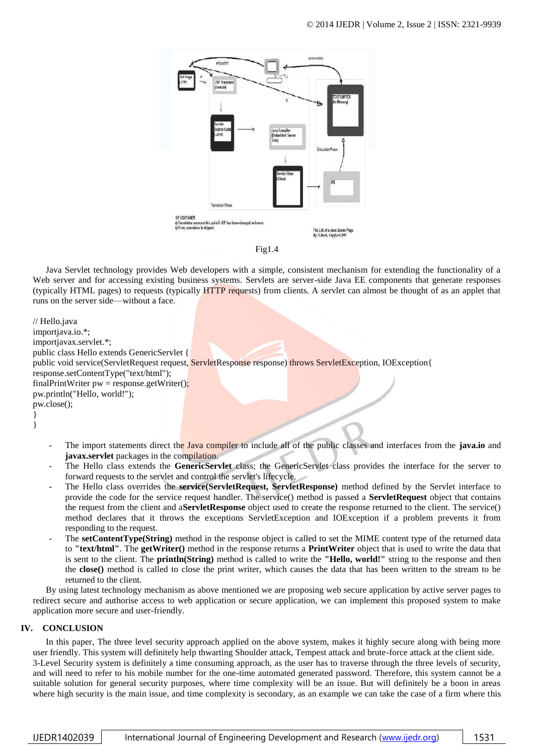Fig1.4

Java Servlet technology provides Web developers with a simple, consistent mechanism for extending the functionality of a Web server and for accessing existing business systems. Servlets are server-side Java EE components that generate responses (typically HTML pages) to requests (typically HTTP requests) from clients. A servlet can almost be thought of as an applet that runs on the server side—without a face.

```
// Hello.java
importjava.io.*;
importjavax.servlet.*;
public class Hello extends GenericServlet {
public void service(ServletRequest request, ServletResponse response) throws ServletException, IOException{
response.setContentType("text/html");
finalPrintWriter pw = response.getWriter();
pw.println("Hello, world!");
pw.close();
}
}
```

- The import statements direct the Java compiler to include all of the public classes and interfaces from the **java.io** and **javax.servlet** packages in the compilation.
- The Hello class extends the **GenericServlet** class; the GenericServlet class provides the interface for the server to forward requests to the servlet and control the servlet's lifecycle.
- The Hello class overrides the **service(ServletRequest, ServletResponse)** method defined by the Servlet interface to provide the code for the service request handler. The service() method is passed a **ServletRequest** object that contains the request from the client and a**ServletResponse** object used to create the response returned to the client. The service() method declares that it throws the exceptions ServletException and IOException if a problem prevents it from responding to the request.
- The **setContentType(String)** method in the response object is called to set the MIME content type of the returned data to **"text/html"**. The **getWriter()** method in the response returns a **PrintWriter** object that is used to write the data that is sent to the client. The **println(String)** method is called to write the **"Hello, world!"** string to the response and then the **close()** method is called to close the print writer, which causes the data that has been written to the stream to be returned to the client.

By using latest technology mechanism as above mentioned we are proposing web secure application by active server pages to redirect secure and authorise access to web application or secure application, we can implement this proposed system to make application more secure and user-friendly.

## IV. CONCLUSION

In this paper, The three level security approach applied on the above system, makes it highly secure along with being more user friendly. This system will definitely help thwarting Shoulder attack, Tempest attack and brute-force attack at the client side. 3-Level Security system is definitely a time consuming approach, as the user has to traverse through the three levels of security, and will need to refer to his mobile number for the one-time automated generated password. Therefore, this system cannot be a suitable solution for general security purposes, where time complexity will be an issue. But will definitely be a boon in areas where high security is the main issue, and time complexity is secondary, as an example we can take the case of a firm where this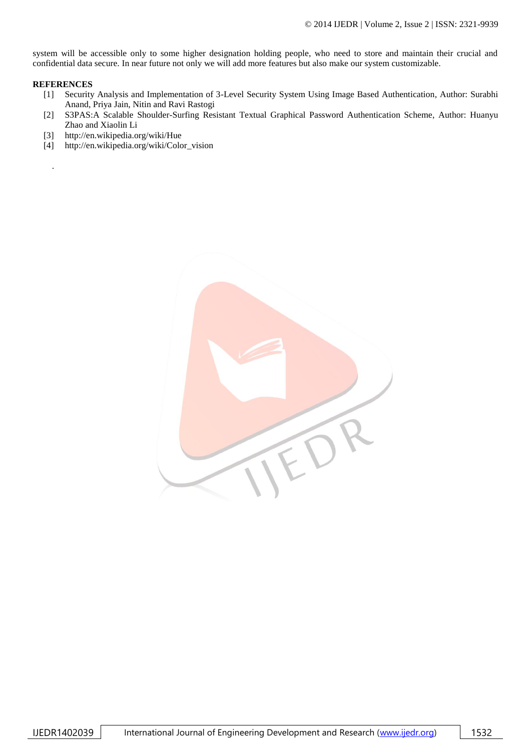system will be accessible only to some higher designation holding people, who need to store and maintain their crucial and confidential data secure. In near future not only we will add more features but also make our system customizable.

**REFERENCES**

[1] Security Analysis and Implementation of 3-Level Security System Using Image Based Authentication, Author: Surabhi Anand, Priya Jain, Nitin and Ravi Rastogi

[2] S3PAS:A Scalable Shoulder-Surfing Resistant Textual Graphical Password Authentication Scheme, Author: Huanyu Zhao and Xiaolin Li

[3] http://en.wikipedia.org/wiki/Hue

[4] http://en.wikipedia.org/wiki/Color_vision